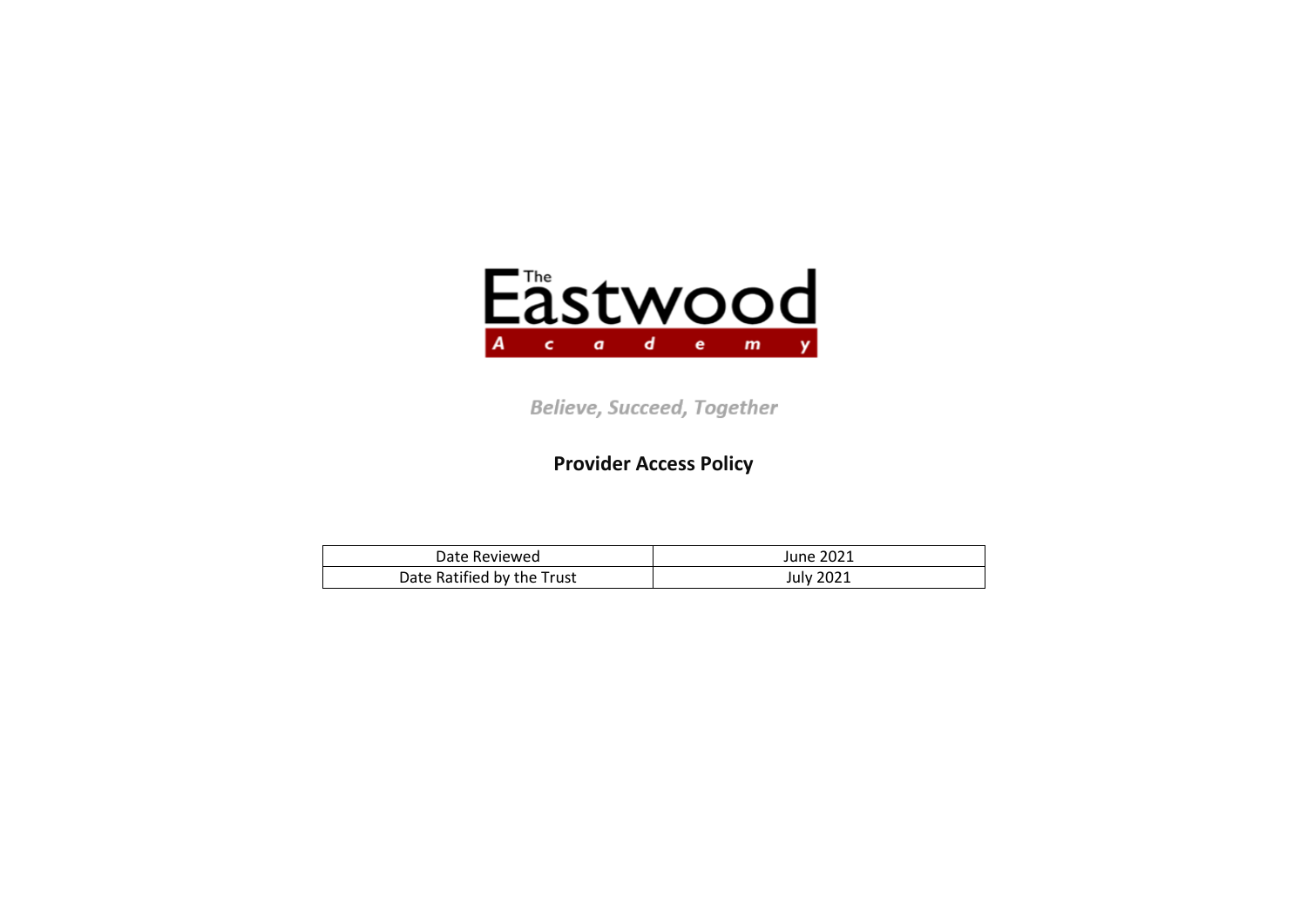The Eastwood Academy

*Believe, Succeed, Together*

# Provider Access Policy

| Date Reviewed | June 2021 |
| --- | --- |
| Date Ratified by the Trust | July 2021 |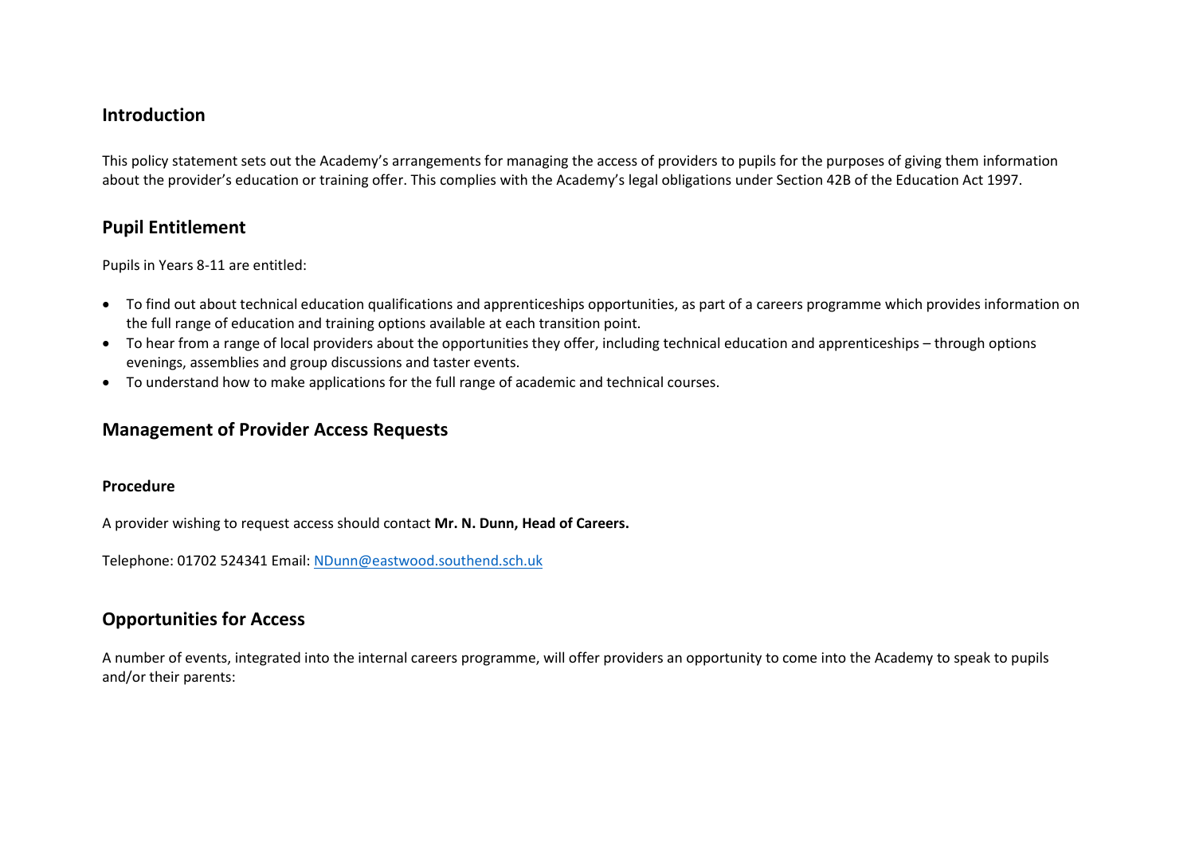## Introduction

This policy statement sets out the Academy's arrangements for managing the access of providers to pupils for the purposes of giving them information about the provider's education or training offer. This complies with the Academy's legal obligations under Section 42B of the Education Act 1997.

## Pupil Entitlement

Pupils in Years 8-11 are entitled:

- To find out about technical education qualifications and apprenticeships opportunities, as part of a careers programme which provides information on the full range of education and training options available at each transition point.
- To hear from a range of local providers about the opportunities they offer, including technical education and apprenticeships – through options evenings, assemblies and group discussions and taster events.
- To understand how to make applications for the full range of academic and technical courses.

## Management of Provider Access Requests

### Procedure

A provider wishing to request access should contact **Mr. N. Dunn, Head of Careers.**

Telephone: 01702 524341 Email: NDunn@eastwood.southend.sch.uk

## Opportunities for Access

A number of events, integrated into the internal careers programme, will offer providers an opportunity to come into the Academy to speak to pupils and/or their parents: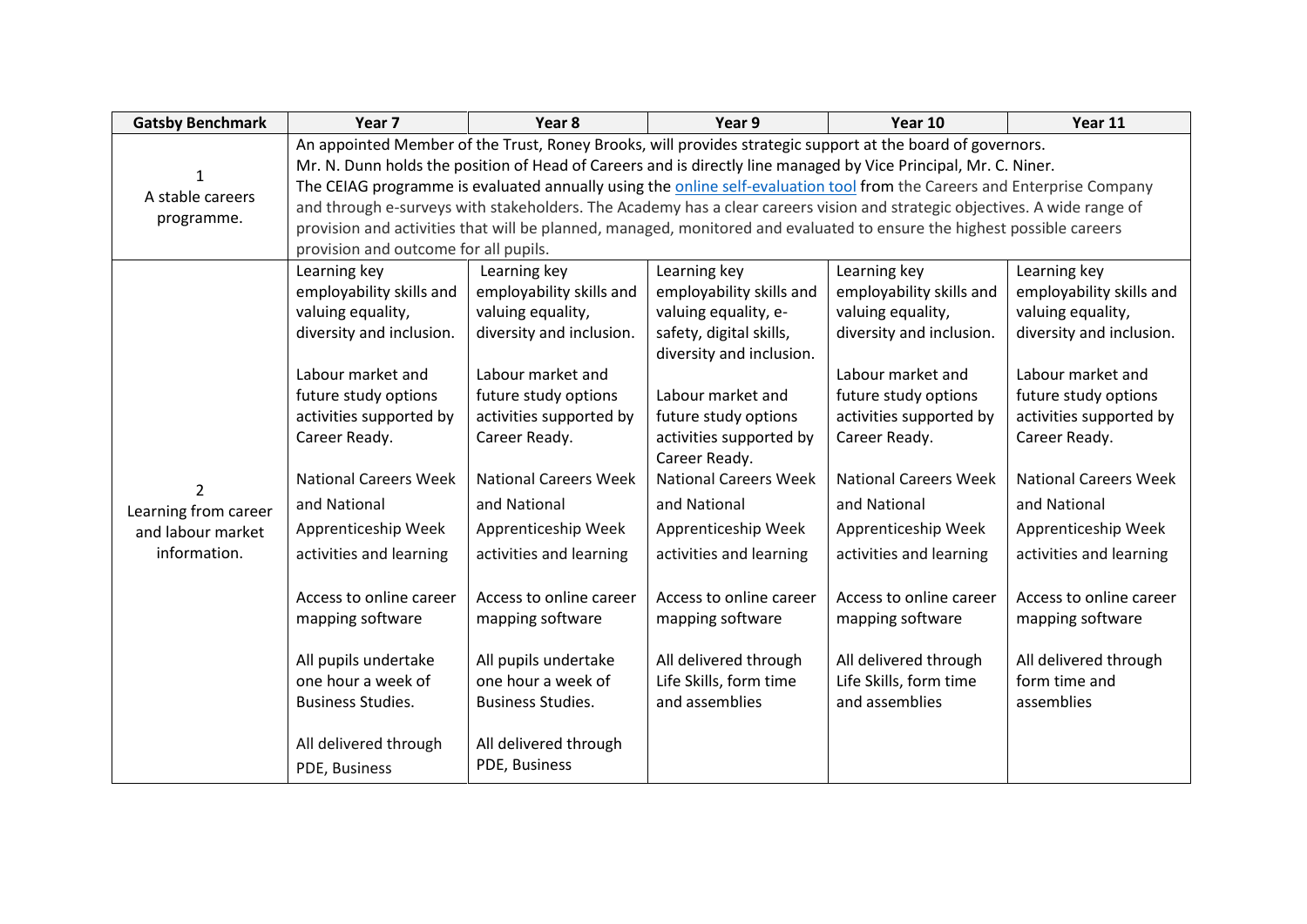| Gatsby Benchmark | Year 7 | Year 8 | Year 9 | Year 10 | Year 11 |
|---|---|---|---|---|---|
| 1<br>A stable careers programme. | An appointed Member of the Trust, Roney Brooks, will provides strategic support at the board of governors.<br>Mr. N. Dunn holds the position of Head of Careers and is directly line managed by Vice Principal, Mr. C. Niner.<br>The CEIAG programme is evaluated annually using the [online self-evaluation tool]() from the Careers and Enterprise Company and through e-surveys with stakeholders. The Academy has a clear careers vision and strategic objectives. A wide range of provision and activities that will be planned, managed, monitored and evaluated to ensure the highest possible careers provision and outcome for all pupils. | | | | |
| 2<br>Learning from career and labour market information. | Learning key employability skills and valuing equality, diversity and inclusion.<br><br>Labour market and future study options activities supported by Career Ready.<br><br>National Careers Week and National Apprenticeship Week activities and learning<br><br>Access to online career mapping software<br><br>All pupils undertake one hour a week of Business Studies.<br><br>All delivered through PDE, Business | Learning key employability skills and valuing equality, diversity and inclusion.<br><br>Labour market and future study options activities supported by Career Ready.<br><br>National Careers Week and National Apprenticeship Week activities and learning<br><br>Access to online career mapping software<br><br>All pupils undertake one hour a week of Business Studies.<br><br>All delivered through PDE, Business | Learning key employability skills and valuing equality, e-safety, digital skills, diversity and inclusion.<br><br>Labour market and future study options activities supported by Career Ready.<br><br>National Careers Week and National Apprenticeship Week activities and learning<br><br>Access to online career mapping software<br><br>All delivered through Life Skills, form time and assemblies | Learning key employability skills and valuing equality, diversity and inclusion.<br><br>Labour market and future study options activities supported by Career Ready.<br><br>National Careers Week and National Apprenticeship Week activities and learning<br><br>Access to online career mapping software<br><br>All delivered through Life Skills, form time and assemblies | Learning key employability skills and valuing equality, diversity and inclusion.<br><br>Labour market and future study options activities supported by Career Ready.<br><br>National Careers Week and National Apprenticeship Week activities and learning<br><br>Access to online career mapping software<br><br>All delivered through form time and assemblies |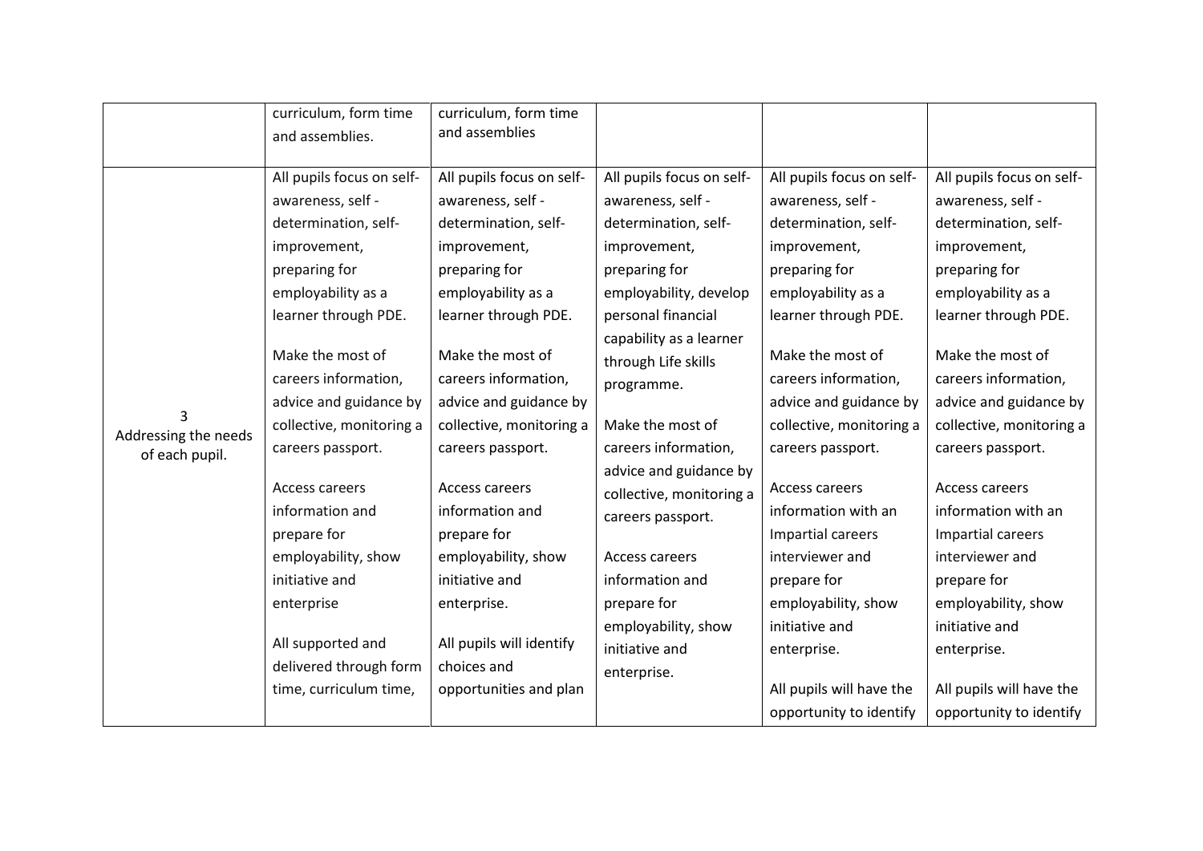|  |  |  |  |  |  |
|---|---|---|---|---|---|
|  | curriculum, form time and assemblies. | curriculum, form time and assemblies |  |  |  |
| 3 Addressing the needs of each pupil. | All pupils focus on self-awareness, self - determination, self-improvement, preparing for employability as a learner through PDE.<br><br>Make the most of careers information, advice and guidance by collective, monitoring a careers passport.<br><br>Access careers information and prepare for employability, show initiative and enterprise<br><br>All supported and delivered through form time, curriculum time, | All pupils focus on self-awareness, self - determination, self-improvement, preparing for employability as a learner through PDE.<br><br>Make the most of careers information, advice and guidance by collective, monitoring a careers passport.<br><br>Access careers information and prepare for employability, show initiative and enterprise.<br><br>All pupils will identify choices and opportunities and plan | All pupils focus on self-awareness, self - determination, self-improvement, preparing for employability, develop personal financial capability as a learner through Life skills programme.<br><br>Make the most of careers information, advice and guidance by collective, monitoring a careers passport.<br><br>Access careers information and prepare for employability, show initiative and enterprise. | All pupils focus on self-awareness, self - determination, self-improvement, preparing for employability as a learner through PDE.<br><br>Make the most of careers information, advice and guidance by collective, monitoring a careers passport.<br><br>Access careers information with an Impartial careers interviewer and prepare for employability, show initiative and enterprise.<br><br>All pupils will have the opportunity to identify | All pupils focus on self-awareness, self - determination, self-improvement, preparing for employability as a learner through PDE.<br><br>Make the most of careers information, advice and guidance by collective, monitoring a careers passport.<br><br>Access careers information with an Impartial careers interviewer and prepare for employability, show initiative and enterprise.<br><br>All pupils will have the opportunity to identify |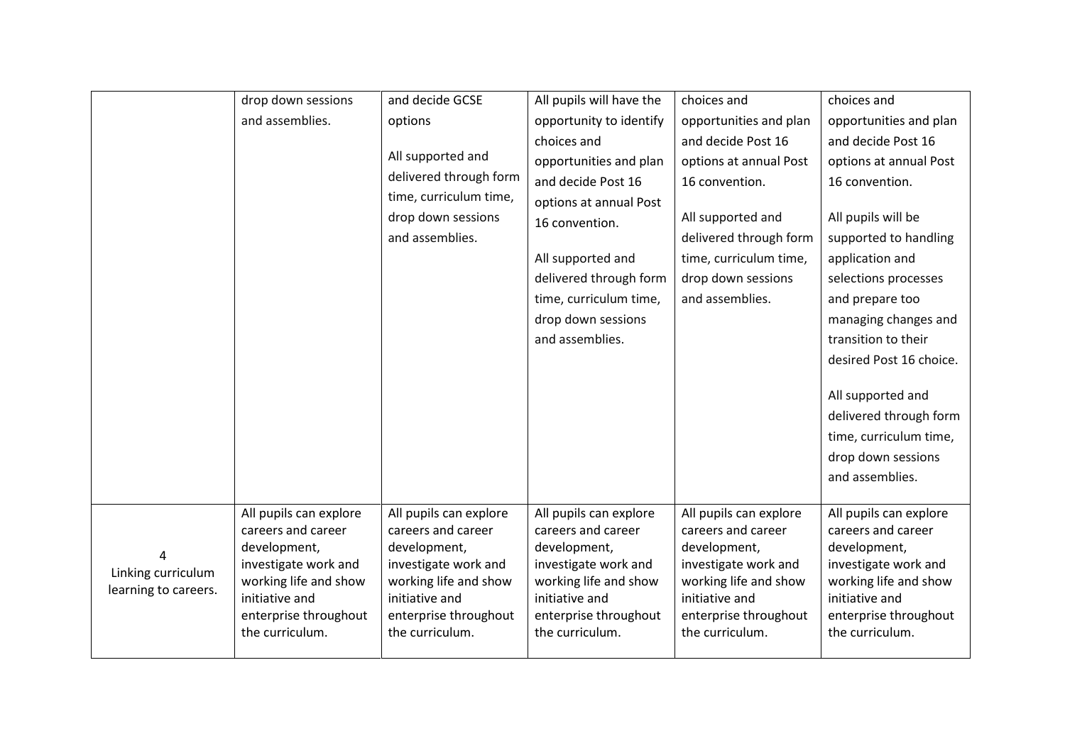| | | | | | |
|---|---|---|---|---|---|
| | drop down sessions and assemblies. | and decide GCSE options<br><br>All supported and delivered through form time, curriculum time, drop down sessions and assemblies. | All pupils will have the opportunity to identify choices and opportunities and plan and decide Post 16 options at annual Post 16 convention.<br><br>All supported and delivered through form time, curriculum time, drop down sessions and assemblies. | choices and opportunities and plan and decide Post 16 options at annual Post 16 convention.<br><br>All supported and delivered through form time, curriculum time, drop down sessions and assemblies. | choices and opportunities and plan and decide Post 16 options at annual Post 16 convention.<br><br>All pupils will be supported to handling application and selections processes and prepare too managing changes and transition to their desired Post 16 choice.<br><br>All supported and delivered through form time, curriculum time, drop down sessions and assemblies. |
| 4<br>Linking curriculum learning to careers. | All pupils can explore careers and career development, investigate work and working life and show initiative and enterprise throughout the curriculum. | All pupils can explore careers and career development, investigate work and working life and show initiative and enterprise throughout the curriculum. | All pupils can explore careers and career development, investigate work and working life and show initiative and enterprise throughout the curriculum. | All pupils can explore careers and career development, investigate work and working life and show initiative and enterprise throughout the curriculum. | All pupils can explore careers and career development, investigate work and working life and show initiative and enterprise throughout the curriculum. |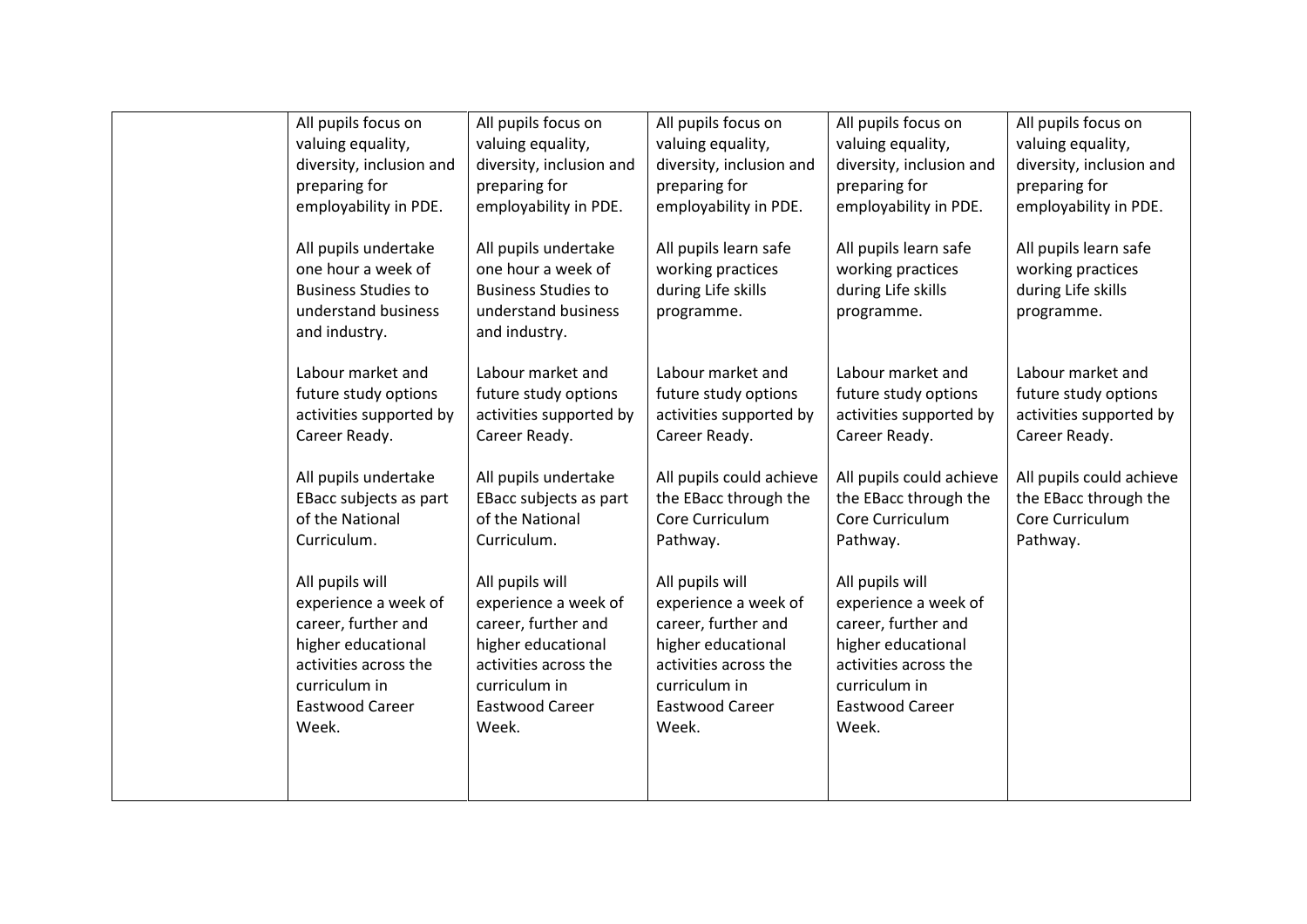| | | | | | |
|---|---|---|---|---|---|
| | All pupils focus on valuing equality, diversity, inclusion and preparing for employability in PDE.<br><br>All pupils undertake one hour a week of Business Studies to understand business and industry.<br><br>Labour market and future study options activities supported by Career Ready.<br><br>All pupils undertake EBacc subjects as part of the National Curriculum.<br><br>All pupils will experience a week of career, further and higher educational activities across the curriculum in Eastwood Career Week. | All pupils focus on valuing equality, diversity, inclusion and preparing for employability in PDE.<br><br>All pupils undertake one hour a week of Business Studies to understand business and industry.<br><br>Labour market and future study options activities supported by Career Ready.<br><br>All pupils undertake EBacc subjects as part of the National Curriculum.<br><br>All pupils will experience a week of career, further and higher educational activities across the curriculum in Eastwood Career Week. | All pupils focus on valuing equality, diversity, inclusion and preparing for employability in PDE.<br><br>All pupils learn safe working practices during Life skills programme.<br><br>Labour market and future study options activities supported by Career Ready.<br><br>All pupils could achieve the EBacc through the Core Curriculum Pathway.<br><br>All pupils will experience a week of career, further and higher educational activities across the curriculum in Eastwood Career Week. | All pupils focus on valuing equality, diversity, inclusion and preparing for employability in PDE.<br><br>All pupils learn safe working practices during Life skills programme.<br><br>Labour market and future study options activities supported by Career Ready.<br><br>All pupils could achieve the EBacc through the Core Curriculum Pathway.<br><br>All pupils will experience a week of career, further and higher educational activities across the curriculum in Eastwood Career Week. | All pupils focus on valuing equality, diversity, inclusion and preparing for employability in PDE.<br><br>All pupils learn safe working practices during Life skills programme.<br><br>Labour market and future study options activities supported by Career Ready.<br><br>All pupils could achieve the EBacc through the Core Curriculum Pathway. |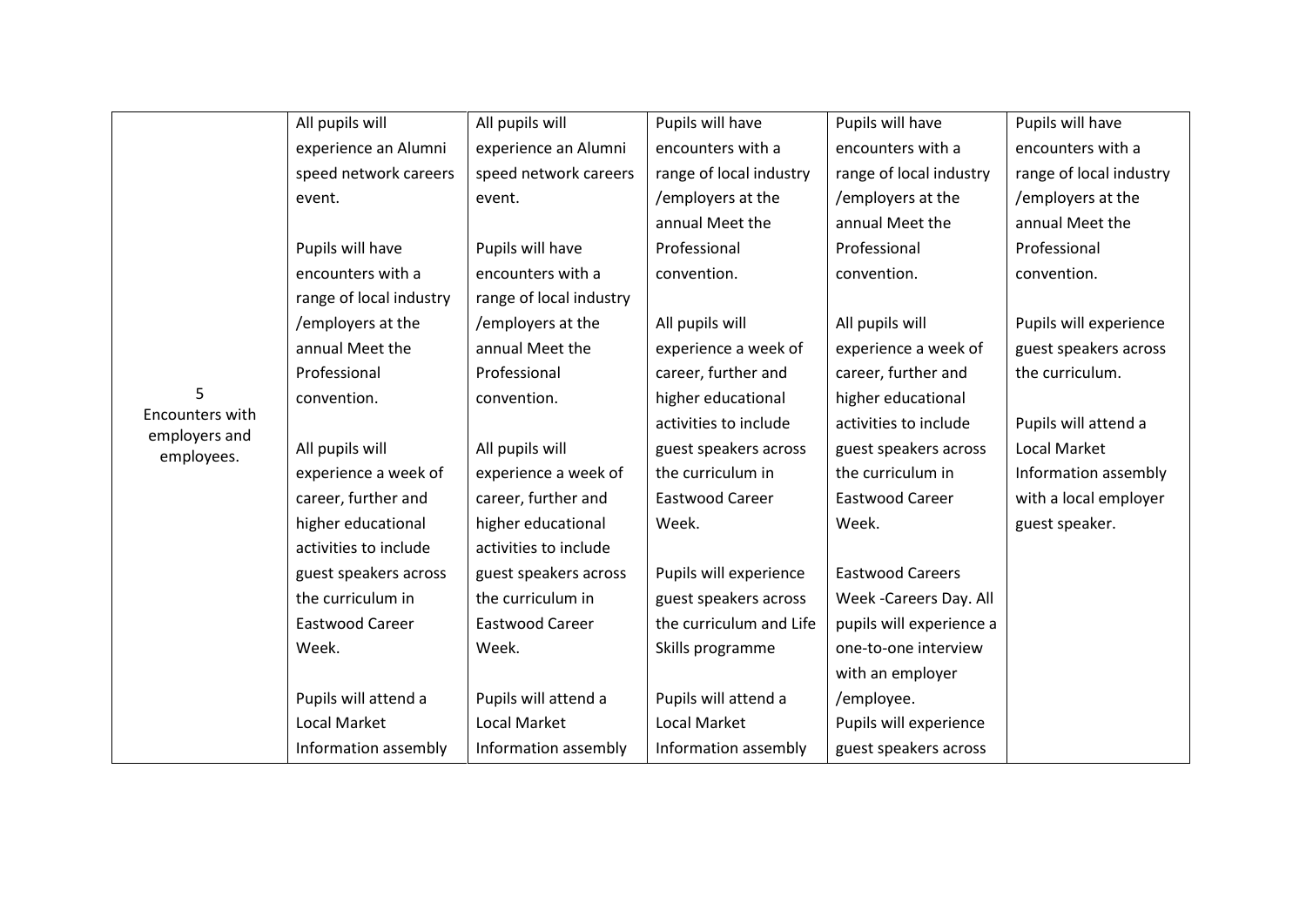| | | | | | |
|---|---|---|---|---|---|
| 5<br>Encounters with employers and employees. | All pupils will experience an Alumni speed network careers event.<br><br>Pupils will have encounters with a range of local industry /employers at the annual Meet the Professional convention.<br><br>All pupils will experience a week of career, further and higher educational activities to include guest speakers across the curriculum in Eastwood Career Week.<br><br>Pupils will attend a Local Market Information assembly | All pupils will experience an Alumni speed network careers event.<br><br>Pupils will have encounters with a range of local industry /employers at the annual Meet the Professional convention.<br><br>All pupils will experience a week of career, further and higher educational activities to include guest speakers across the curriculum in Eastwood Career Week.<br><br>Pupils will attend a Local Market Information assembly | Pupils will have encounters with a range of local industry /employers at the annual Meet the Professional convention.<br><br>All pupils will experience a week of career, further and higher educational activities to include guest speakers across the curriculum in Eastwood Career Week.<br><br>Pupils will experience guest speakers across the curriculum and Life Skills programme<br><br>Pupils will attend a Local Market Information assembly | Pupils will have encounters with a range of local industry /employers at the annual Meet the Professional convention.<br><br>All pupils will experience a week of career, further and higher educational activities to include guest speakers across the curriculum in Eastwood Career Week.<br><br>Eastwood Careers Week -Careers Day. All pupils will experience a one-to-one interview with an employer /employee.<br>Pupils will experience guest speakers across | Pupils will have encounters with a range of local industry /employers at the annual Meet the Professional convention.<br><br>Pupils will experience guest speakers across the curriculum.<br><br>Pupils will attend a Local Market Information assembly with a local employer guest speaker. |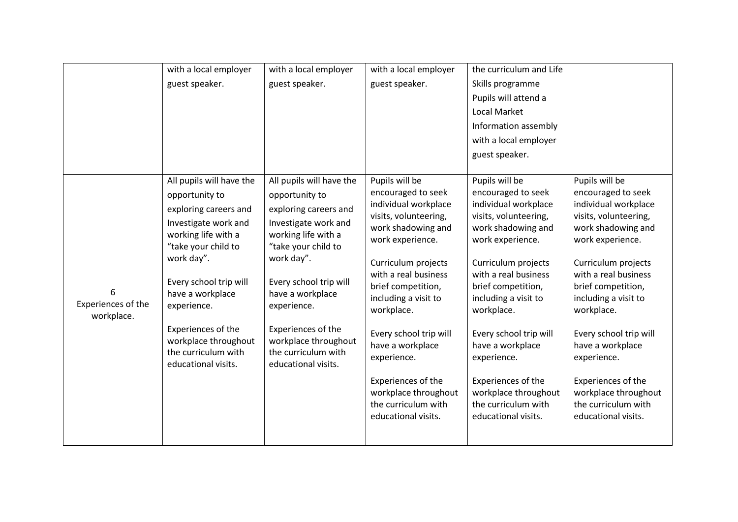| | | | | | |
|---|---|---|---|---|---|
| | with a local employer guest speaker. | with a local employer guest speaker. | with a local employer guest speaker. | the curriculum and Life Skills programme Pupils will attend a Local Market Information assembly with a local employer guest speaker. | |
| 6 Experiences of the workplace. | All pupils will have the opportunity to exploring careers and Investigate work and working life with a "take your child to work day".<br><br>Every school trip will have a workplace experience.<br><br>Experiences of the workplace throughout the curriculum with educational visits. | All pupils will have the opportunity to exploring careers and Investigate work and working life with a "take your child to work day".<br><br>Every school trip will have a workplace experience.<br><br>Experiences of the workplace throughout the curriculum with educational visits. | Pupils will be encouraged to seek individual workplace visits, volunteering, work shadowing and work experience.<br><br>Curriculum projects with a real business brief competition, including a visit to workplace.<br><br>Every school trip will have a workplace experience.<br><br>Experiences of the workplace throughout the curriculum with educational visits. | Pupils will be encouraged to seek individual workplace visits, volunteering, work shadowing and work experience.<br><br>Curriculum projects with a real business brief competition, including a visit to workplace.<br><br>Every school trip will have a workplace experience.<br><br>Experiences of the workplace throughout the curriculum with educational visits. | Pupils will be encouraged to seek individual workplace visits, volunteering, work shadowing and work experience.<br><br>Curriculum projects with a real business brief competition, including a visit to workplace.<br><br>Every school trip will have a workplace experience.<br><br>Experiences of the workplace throughout the curriculum with educational visits. |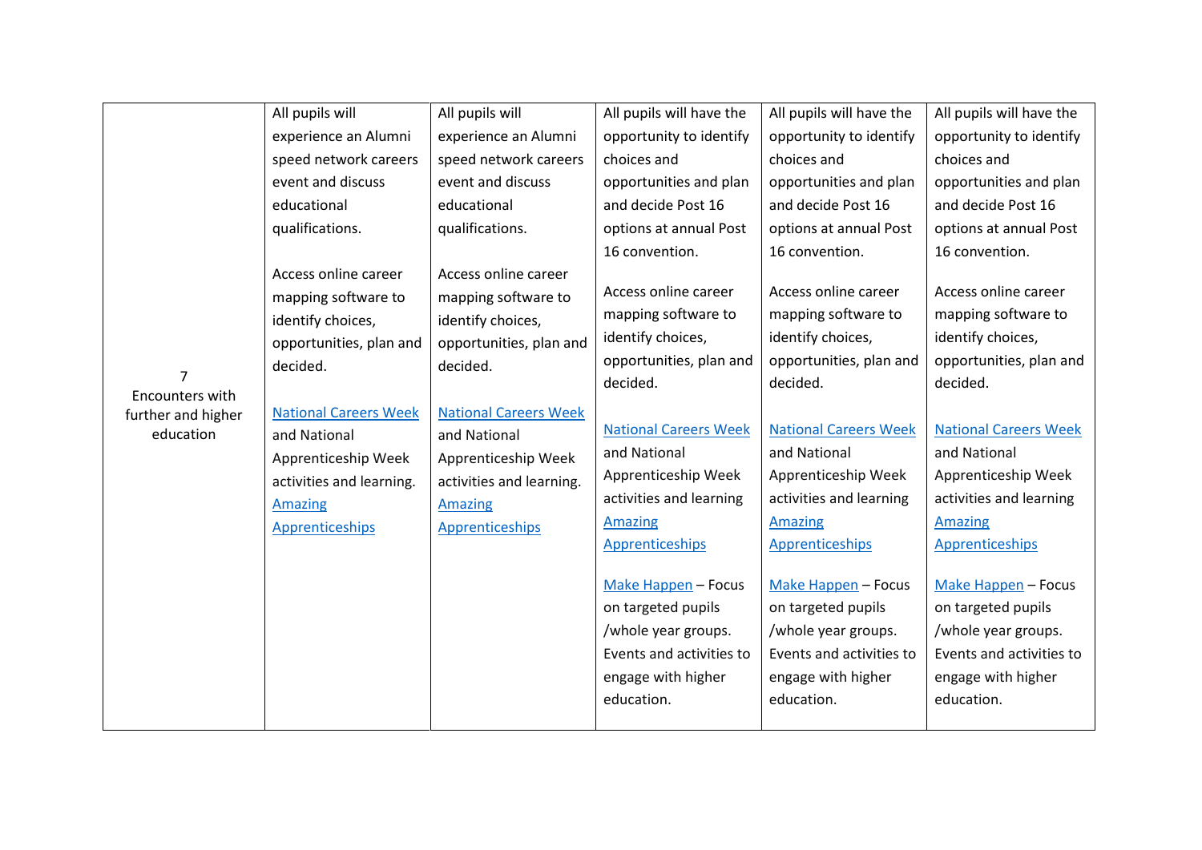| | | | | | |
|---|---|---|---|---|---|
| 7<br>Encounters with further and higher education | All pupils will experience an Alumni speed network careers event and discuss educational qualifications.<br><br>Access online career mapping software to identify choices, opportunities, plan and decided.<br><br>National Careers Week and National Apprenticeship Week activities and learning.<br>Amazing Apprenticeships | All pupils will experience an Alumni speed network careers event and discuss educational qualifications.<br><br>Access online career mapping software to identify choices, opportunities, plan and decided.<br><br>National Careers Week and National Apprenticeship Week activities and learning.<br>Amazing Apprenticeships | All pupils will have the opportunity to identify choices and opportunities and plan and decide Post 16 options at annual Post 16 convention.<br><br>Access online career mapping software to identify choices, opportunities, plan and decided.<br><br>National Careers Week and National Apprenticeship Week activities and learning<br>Amazing Apprenticeships<br><br>Make Happen – Focus on targeted pupils /whole year groups. Events and activities to engage with higher education. | All pupils will have the opportunity to identify choices and opportunities and plan and decide Post 16 options at annual Post 16 convention.<br><br>Access online career mapping software to identify choices, opportunities, plan and decided.<br><br>National Careers Week and National Apprenticeship Week activities and learning<br>Amazing Apprenticeships<br><br>Make Happen – Focus on targeted pupils /whole year groups. Events and activities to engage with higher education. | All pupils will have the opportunity to identify choices and opportunities and plan and decide Post 16 options at annual Post 16 convention.<br><br>Access online career mapping software to identify choices, opportunities, plan and decided.<br><br>National Careers Week and National Apprenticeship Week activities and learning<br>Amazing Apprenticeships<br><br>Make Happen – Focus on targeted pupils /whole year groups. Events and activities to engage with higher education. |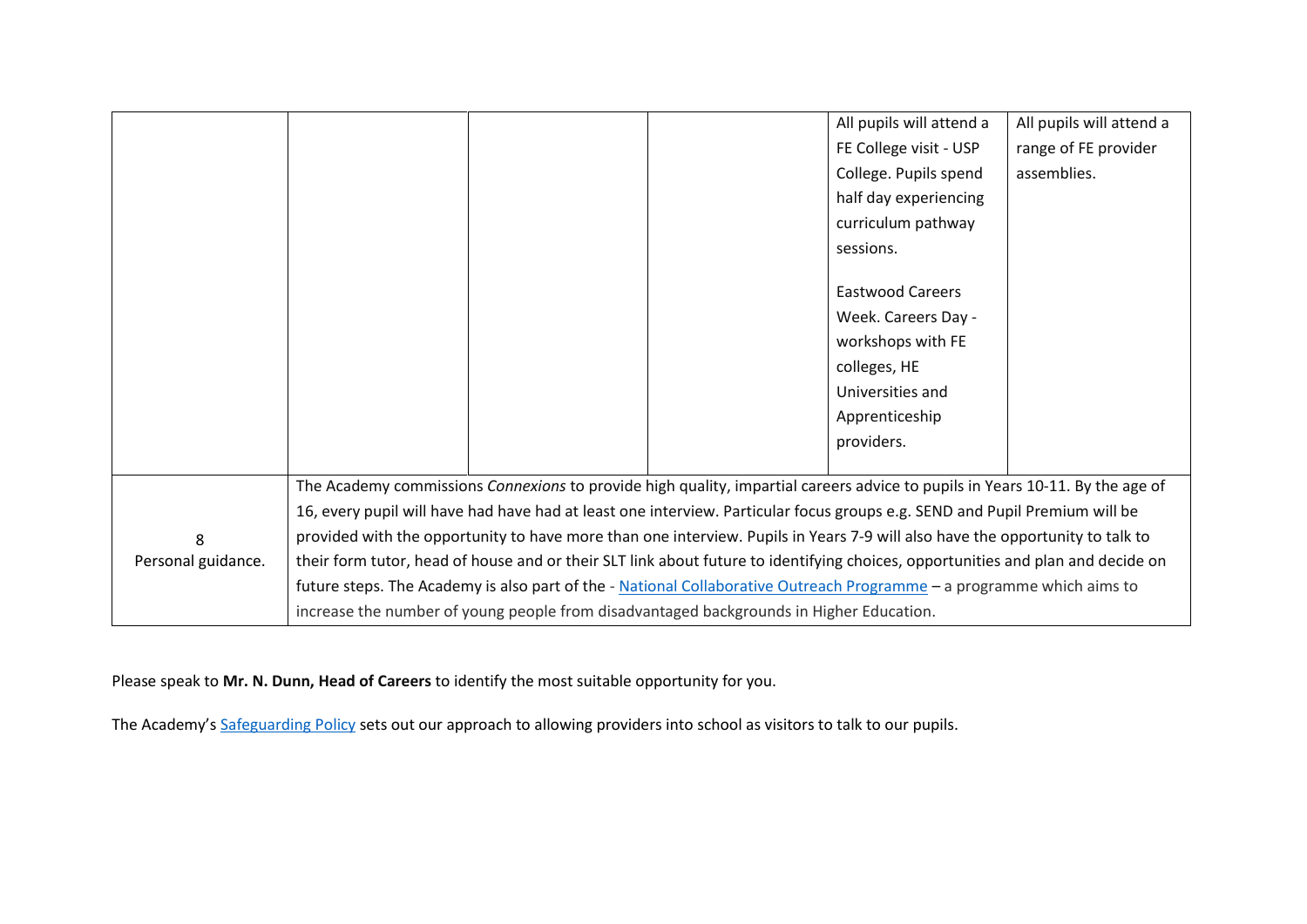|  |  |  |  |  |  |
|---|---|---|---|---|---|
|  |  |  |  | All pupils will attend a FE College visit - USP College. Pupils spend half day experiencing curriculum pathway sessions.<br><br>Eastwood Careers Week. Careers Day - workshops with FE colleges, HE Universities and Apprenticeship providers. | All pupils will attend a range of FE provider assemblies. |
| 8<br>Personal guidance. | The Academy commissions *Connexions* to provide high quality, impartial careers advice to pupils in Years 10-11. By the age of 16, every pupil will have had have had at least one interview. Particular focus groups e.g. SEND and Pupil Premium will be provided with the opportunity to have more than one interview. Pupils in Years 7-9 will also have the opportunity to talk to their form tutor, head of house and or their SLT link about future to identifying choices, opportunities and plan and decide on future steps. The Academy is also part of the - National Collaborative Outreach Programme – a programme which aims to increase the number of young people from disadvantaged backgrounds in Higher Education. | | | | |

Please speak to **Mr. N. Dunn, Head of Careers** to identify the most suitable opportunity for you.

The Academy's Safeguarding Policy sets out our approach to allowing providers into school as visitors to talk to our pupils.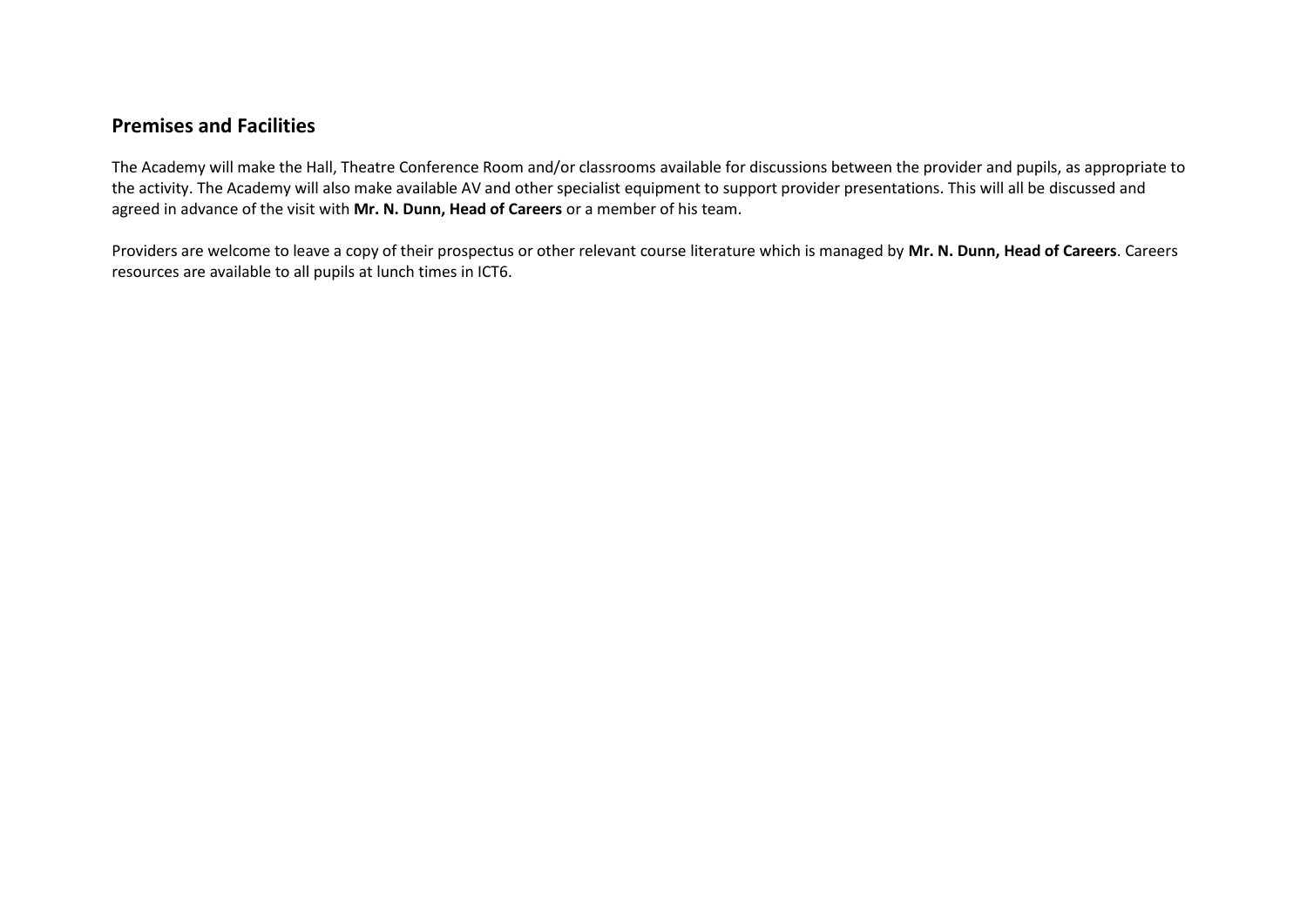## Premises and Facilities

The Academy will make the Hall, Theatre Conference Room and/or classrooms available for discussions between the provider and pupils, as appropriate to the activity. The Academy will also make available AV and other specialist equipment to support provider presentations. This will all be discussed and agreed in advance of the visit with **Mr. N. Dunn, Head of Careers** or a member of his team.

Providers are welcome to leave a copy of their prospectus or other relevant course literature which is managed by **Mr. N. Dunn, Head of Careers**. Careers resources are available to all pupils at lunch times in ICT6.